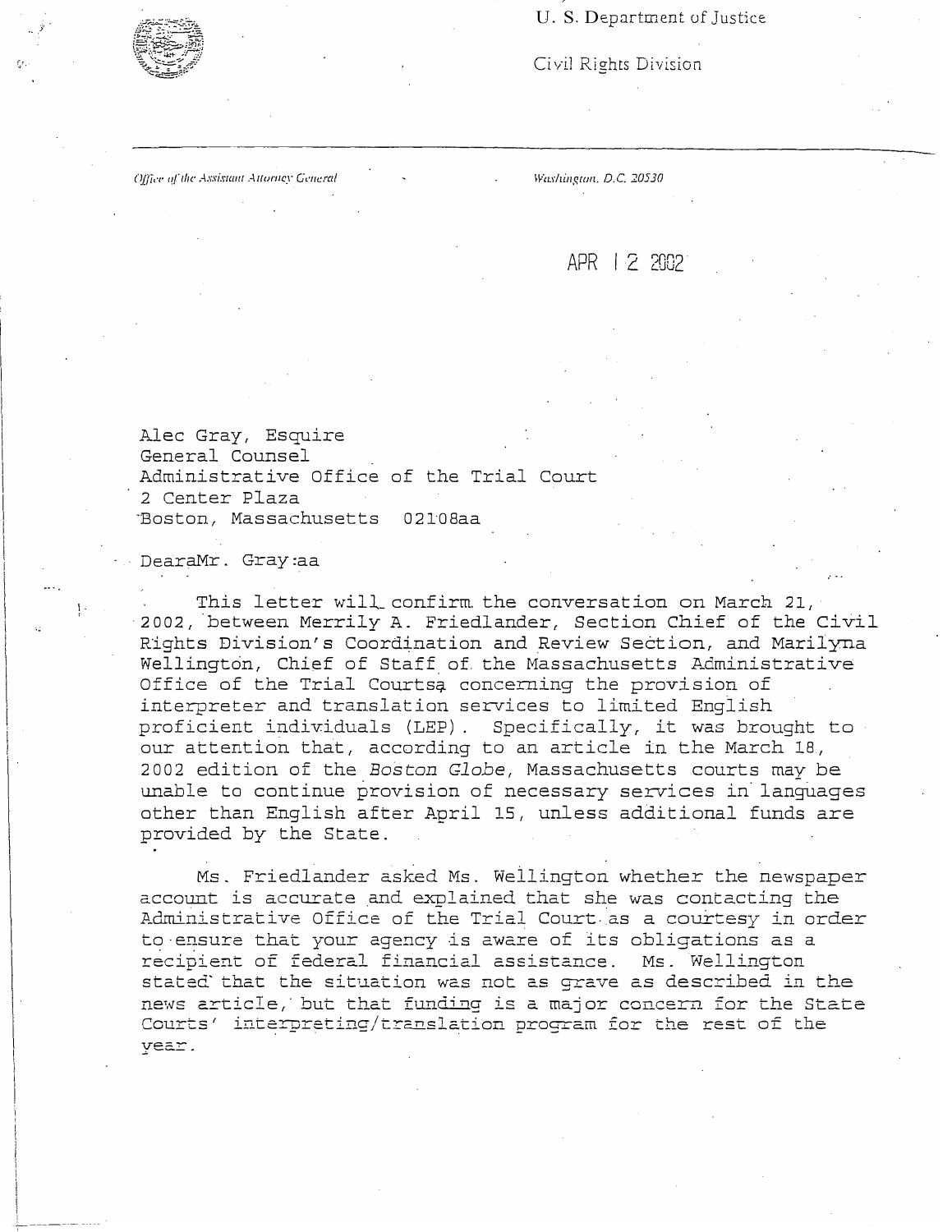U. S. Department of Justice

Civil Rights Division

*Office of the Assistant Attorney General* | Washington, D.C. 20530

APR 12 2002

Alec Gray, Esquire
General Counsel
Administrative Office of the Trial Court
2 Center Plaza
Boston, Massachusetts 02108

Dear Mr. Gray:

This letter will confirm the conversation on March 21, 2002, between Merrily A. Friedlander, Section Chief of the Civil Rights Division's Coordination and Review Section, and Marilyn Wellington, Chief of Staff of the Massachusetts Administrative Office of the Trial Courts, concerning the provision of interpreter and translation services to limited English proficient individuals (LEP). Specifically, it was brought to our attention that, according to an article in the March 18, 2002 edition of the *Boston Globe*, Massachusetts courts may be unable to continue provision of necessary services in languages other than English after April 15, unless additional funds are provided by the State.

Ms. Friedlander asked Ms. Wellington whether the newspaper account is accurate and explained that she was contacting the Administrative Office of the Trial Court as a courtesy in order to ensure that your agency is aware of its obligations as a recipient of federal financial assistance. Ms. Wellington stated that the situation was not as grave as described in the news article, but that funding is a major concern for the State Courts' interpreting/translation program for the rest of the year.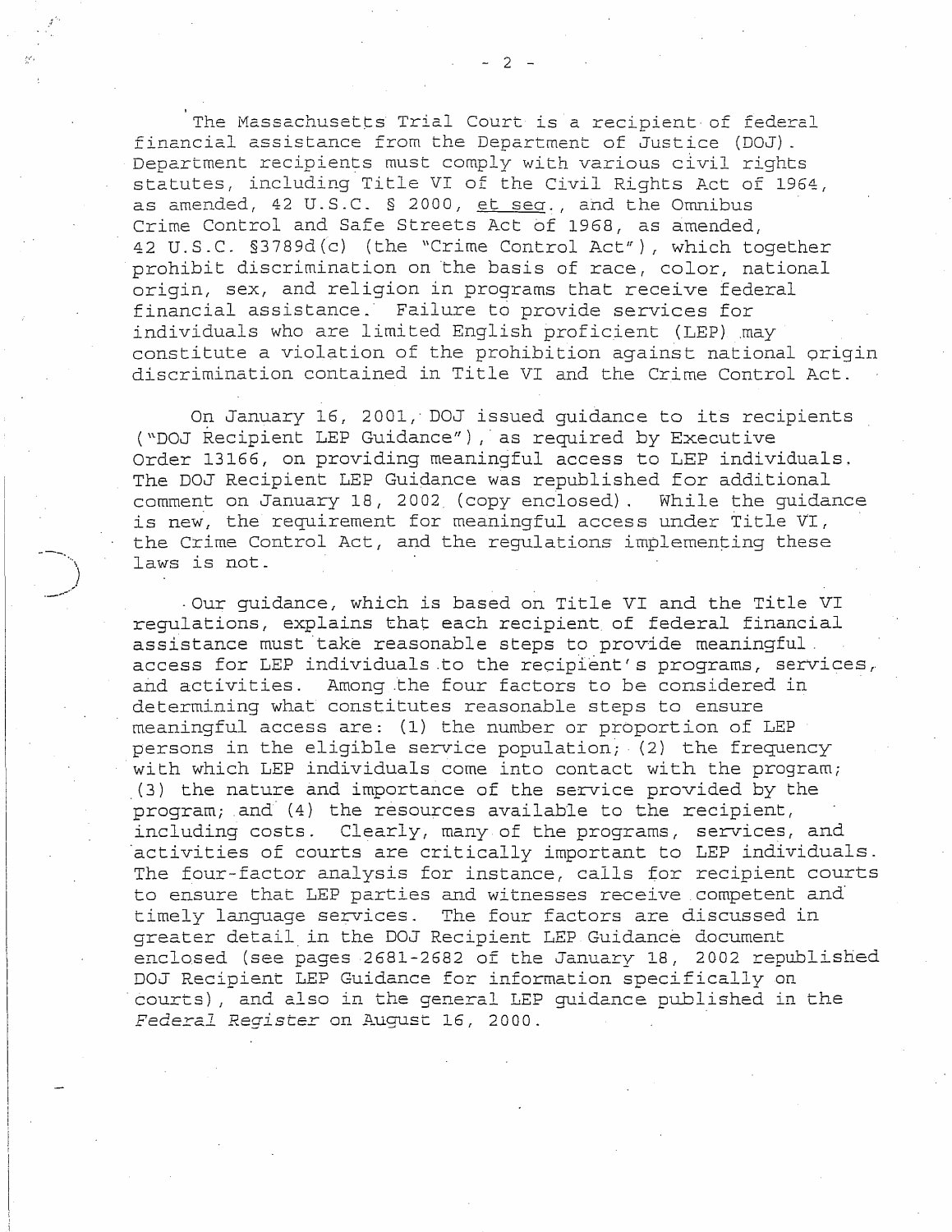The Massachusetts Trial Court is a recipient of federal financial assistance from the Department of Justice (DOJ). Department recipients must comply with various civil rights statutes, including Title VI of the Civil Rights Act of 1964, as amended, 42 U.S.C. § 2000, et seq., and the Omnibus Crime Control and Safe Streets Act of 1968, as amended, 42 U.S.C. §3789d(c) (the "Crime Control Act"), which together prohibit discrimination on the basis of race, color, national origin, sex, and religion in programs that receive federal financial assistance. Failure to provide services for individuals who are limited English proficient (LEP) may constitute a violation of the prohibition against national origin discrimination contained in Title VI and the Crime Control Act.

On January 16, 2001, DOJ issued guidance to its recipients ("DOJ Recipient LEP Guidance"), as required by Executive Order 13166, on providing meaningful access to LEP individuals. The DOJ Recipient LEP Guidance was republished for additional comment on January 18, 2002 (copy enclosed). While the guidance is new, the requirement for meaningful access under Title VI, the Crime Control Act, and the regulations implementing these laws is not.

Our guidance, which is based on Title VI and the Title VI regulations, explains that each recipient of federal financial assistance must take reasonable steps to provide meaningful access for LEP individuals to the recipient's programs, services, and activities. Among the four factors to be considered in determining what constitutes reasonable steps to ensure meaningful access are: (1) the number or proportion of LEP persons in the eligible service population; (2) the frequency with which LEP individuals come into contact with the program; (3) the nature and importance of the service provided by the program; and (4) the resources available to the recipient, including costs. Clearly, many of the programs, services, and activities of courts are critically important to LEP individuals. The four-factor analysis for instance, calls for recipient courts to ensure that LEP parties and witnesses receive competent and timely language services. The four factors are discussed in greater detail in the DOJ Recipient LEP Guidance document enclosed (see pages 2681-2682 of the January 18, 2002 republished DOJ Recipient LEP Guidance for information specifically on courts), and also in the general LEP guidance published in the *Federal Register* on August 16, 2000.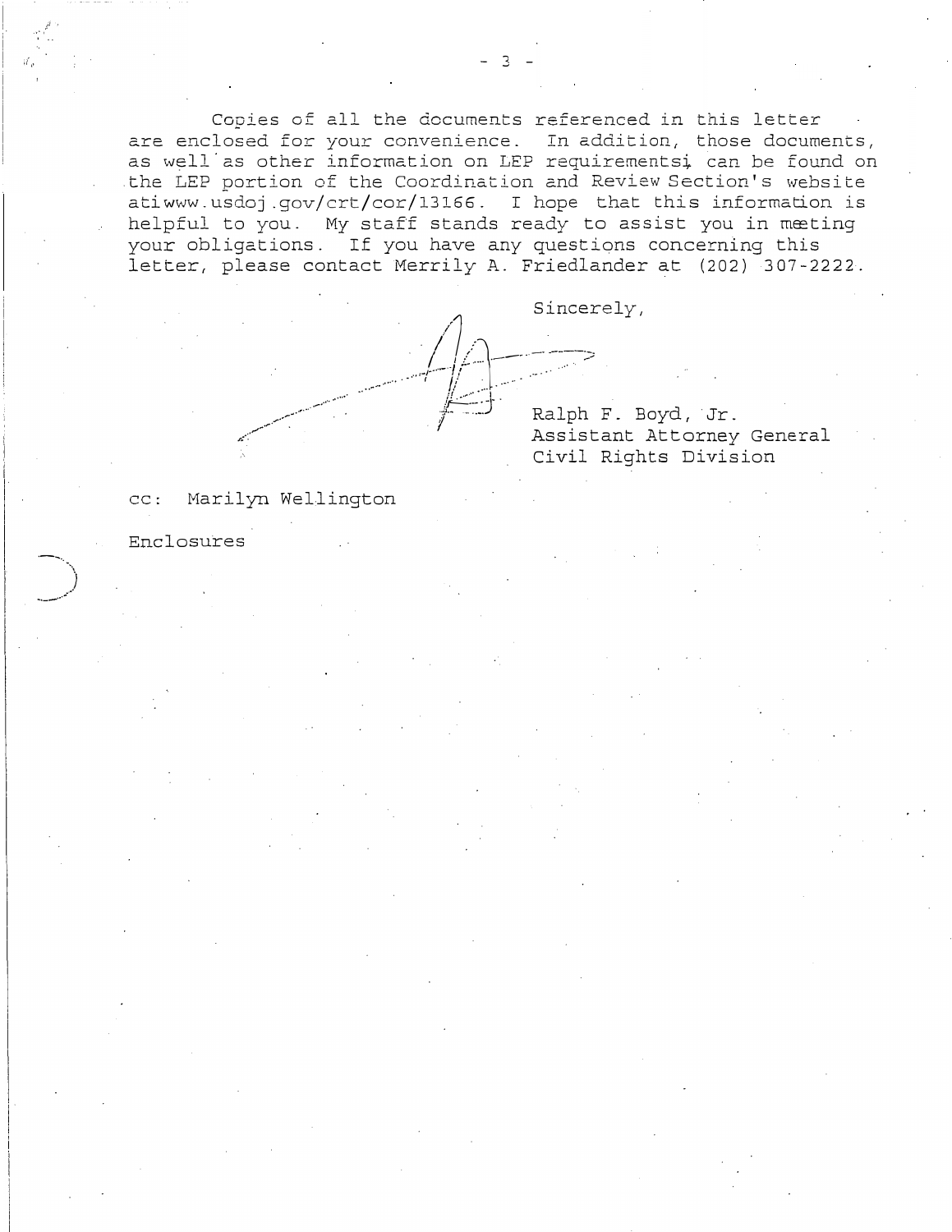Copies of all the documents referenced in this letter are enclosed for your convenience. In addition, those documents, as well as other information on LEP requirements, can be found on the LEP portion of the Coordination and Review Section's website at www.usdoj.gov/crt/cor/13166. I hope that this information is helpful to you. My staff stands ready to assist you in meeting your obligations. If you have any questions concerning this letter, please contact Merrily A. Friedlander at (202) 307-2222.

Sincerely,

Ralph F. Boyd, Jr.  
Assistant Attorney General  
Civil Rights Division

cc: Marilyn Wellington

Enclosures